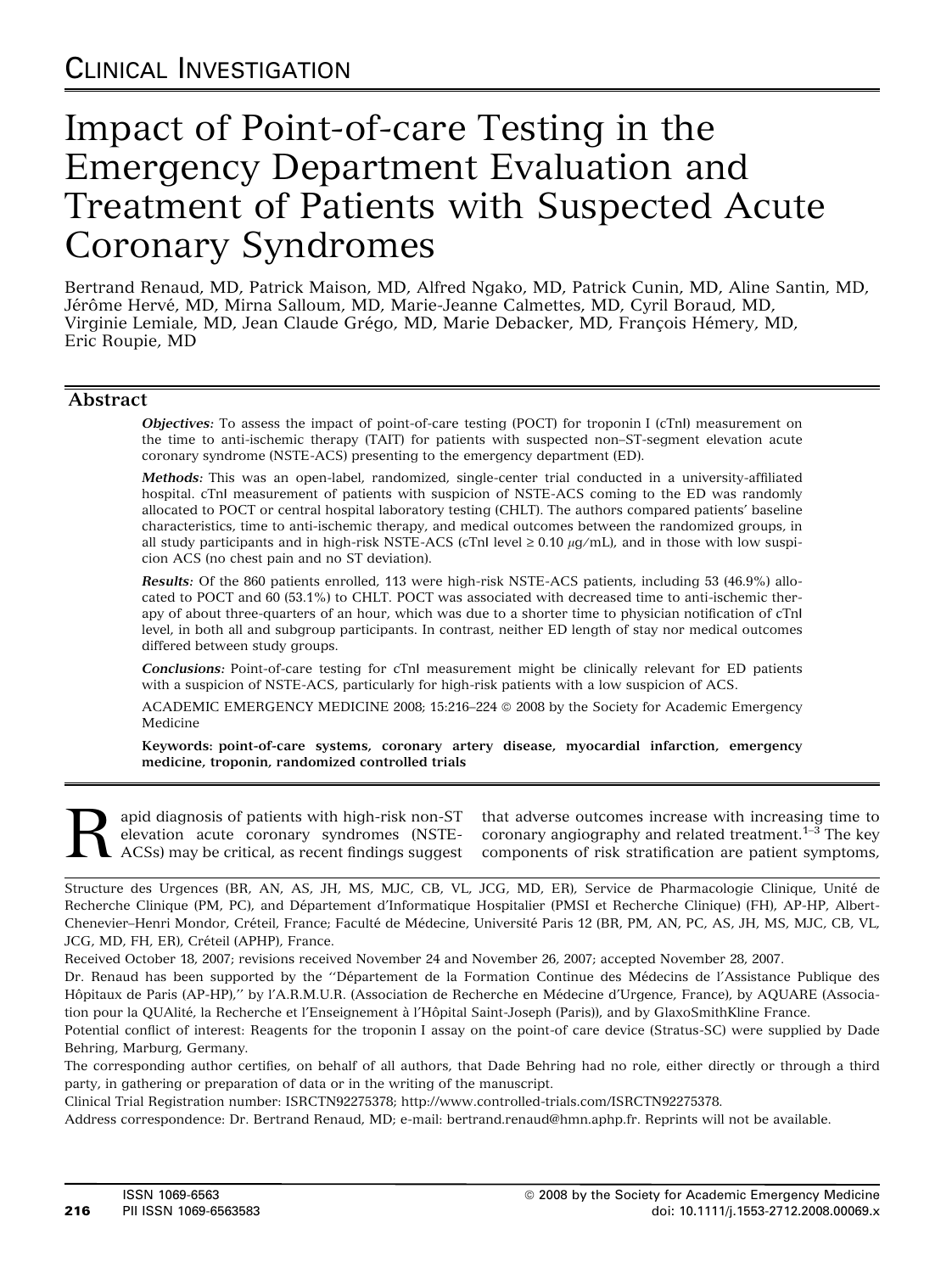CLINICAL INVESTIGATION

# Impact of Point-of-care Testing in the Emergency Department Evaluation and Treatment of Patients with Suspected Acute Coronary Syndromes

Bertrand Renaud, MD, Patrick Maison, MD, Alfred Ngako, MD, Patrick Cunin, MD, Aline Santin, MD, Jérôme Hervé, MD, Mirna Salloum, MD, Marie-Jeanne Calmettes, MD, Cyril Boraud, MD, Virginie Lemiale, MD, Jean Claude Grégo, MD, Marie Debacker, MD, François Hémery, MD, Eric Roupie, MD

## Abstract

***Objectives:*** To assess the impact of point-of-care testing (POCT) for troponin I (cTnI) measurement on the time to anti-ischemic therapy (TAIT) for patients with suspected non–ST-segment elevation acute coronary syndrome (NSTE-ACS) presenting to the emergency department (ED).

***Methods:*** This was an open-label, randomized, single-center trial conducted in a university-affiliated hospital. cTnI measurement of patients with suspicion of NSTE-ACS coming to the ED was randomly allocated to POCT or central hospital laboratory testing (CHLT). The authors compared patients' baseline characteristics, time to anti-ischemic therapy, and medical outcomes between the randomized groups, in all study participants and in high-risk NSTE-ACS (cTnI level ≥ 0.10 $\mu$g/mL), and in those with low suspicion ACS (no chest pain and no ST deviation).

***Results:*** Of the 860 patients enrolled, 113 were high-risk NSTE-ACS patients, including 53 (46.9%) allocated to POCT and 60 (53.1%) to CHLT. POCT was associated with decreased time to anti-ischemic therapy of about three-quarters of an hour, which was due to a shorter time to physician notification of cTnI level, in both all and subgroup participants. In contrast, neither ED length of stay nor medical outcomes differed between study groups.

***Conclusions:*** Point-of-care testing for cTnI measurement might be clinically relevant for ED patients with a suspicion of NSTE-ACS, particularly for high-risk patients with a low suspicion of ACS.

ACADEMIC EMERGENCY MEDICINE 2008; 15:216–224 © 2008 by the Society for Academic Emergency Medicine

**Keywords: point-of-care systems, coronary artery disease, myocardial infarction, emergency medicine, troponin, randomized controlled trials**

Rapid diagnosis of patients with high-risk non-ST elevation acute coronary syndromes (NSTE-ACSs) may be critical, as recent findings suggest that adverse outcomes increase with increasing time to coronary angiography and related treatment.[1–3] The key components of risk stratification are patient symptoms,

---

Structure des Urgences (BR, AN, AS, JH, MS, MJC, CB, VL, JCG, MD, ER), Service de Pharmacologie Clinique, Unité de Recherche Clinique (PM, PC), and Département d'Informatique Hospitalier (PMSI et Recherche Clinique) (FH), AP-HP, Albert-Chenevier–Henri Mondor, Créteil, France; Faculté de Médecine, Université Paris 12 (BR, PM, AN, PC, AS, JH, MS, MJC, CB, VL, JCG, MD, FH, ER), Créteil (APHP), France.

Received October 18, 2007; revisions received November 24 and November 26, 2007; accepted November 28, 2007.

Dr. Renaud has been supported by the ''Département de la Formation Continue des Médecins de l'Assistance Publique des Hôpitaux de Paris (AP-HP),'' by l'A.R.M.U.R. (Association de Recherche en Médecine d'Urgence, France), by AQUARE (Association pour la QUAlité, la Recherche et l'Enseignement à l'Hôpital Saint-Joseph (Paris)), and by GlaxoSmithKline France.

Potential conflict of interest: Reagents for the troponin I assay on the point-of care device (Stratus-SC) were supplied by Dade Behring, Marburg, Germany.

The corresponding author certifies, on behalf of all authors, that Dade Behring had no role, either directly or through a third party, in gathering or preparation of data or in the writing of the manuscript.

Clinical Trial Registration number: ISRCTN92275378; http://www.controlled-trials.com/ISRCTN92275378.

Address correspondence: Dr. Bertrand Renaud, MD; e-mail: bertrand.renaud@hmn.aphp.fr. Reprints will not be available.

ISSN 1069-6563
PII ISSN 1069-6563583

© 2008 by the Society for Academic Emergency Medicine
doi: 10.1111/j.1553-2712.2008.00069.x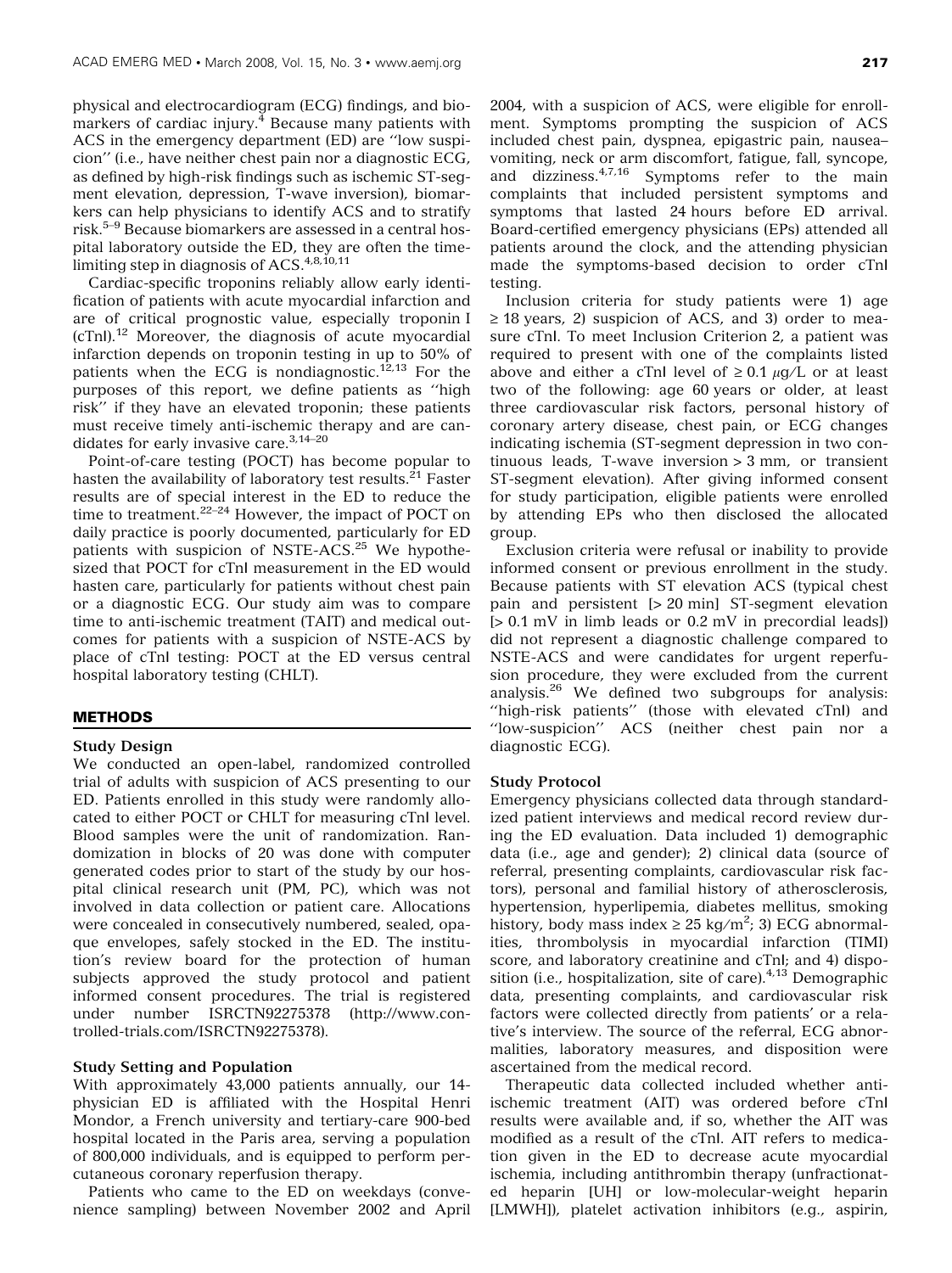physical and electrocardiogram (ECG) findings, and biomarkers of cardiac injury.[4] Because many patients with ACS in the emergency department (ED) are ''low suspicion'' (i.e., have neither chest pain nor a diagnostic ECG, as defined by high-risk findings such as ischemic ST-segment elevation, depression, T-wave inversion), biomarkers can help physicians to identify ACS and to stratify risk.[5–9] Because biomarkers are assessed in a central hospital laboratory outside the ED, they are often the time-limiting step in diagnosis of ACS.[4,8,10,11]

Cardiac-specific troponins reliably allow early identification of patients with acute myocardial infarction and are of critical prognostic value, especially troponin I (cTnI).[12] Moreover, the diagnosis of acute myocardial infarction depends on troponin testing in up to 50% of patients when the ECG is nondiagnostic.[12,13] For the purposes of this report, we define patients as ''high risk'' if they have an elevated troponin; these patients must receive timely anti-ischemic therapy and are candidates for early invasive care.[3,14–20]

Point-of-care testing (POCT) has become popular to hasten the availability of laboratory test results.[21] Faster results are of special interest in the ED to reduce the time to treatment.[22–24] However, the impact of POCT on daily practice is poorly documented, particularly for ED patients with suspicion of NSTE-ACS.[25] We hypothesized that POCT for cTnI measurement in the ED would hasten care, particularly for patients without chest pain or a diagnostic ECG. Our study aim was to compare time to anti-ischemic treatment (TAIT) and medical outcomes for patients with a suspicion of NSTE-ACS by place of cTnI testing: POCT at the ED versus central hospital laboratory testing (CHLT).

## METHODS

### Study Design

We conducted an open-label, randomized controlled trial of adults with suspicion of ACS presenting to our ED. Patients enrolled in this study were randomly allocated to either POCT or CHLT for measuring cTnI level. Blood samples were the unit of randomization. Randomization in blocks of 20 was done with computer generated codes prior to start of the study by our hospital clinical research unit (PM, PC), which was not involved in data collection or patient care. Allocations were concealed in consecutively numbered, sealed, opaque envelopes, safely stocked in the ED. The institution's review board for the protection of human subjects approved the study protocol and patient informed consent procedures. The trial is registered under number ISRCTN92275378 (http://www.controlled-trials.com/ISRCTN92275378).

### Study Setting and Population

With approximately 43,000 patients annually, our 14-physician ED is affiliated with the Hospital Henri Mondor, a French university and tertiary-care 900-bed hospital located in the Paris area, serving a population of 800,000 individuals, and is equipped to perform percutaneous coronary reperfusion therapy.

Patients who came to the ED on weekdays (convenience sampling) between November 2002 and April 2004, with a suspicion of ACS, were eligible for enrollment. Symptoms prompting the suspicion of ACS included chest pain, dyspnea, epigastric pain, nausea–vomiting, neck or arm discomfort, fatigue, fall, syncope, and dizziness.[4,7,16] Symptoms refer to the main complaints that included persistent symptoms and symptoms that lasted 24 hours before ED arrival. Board-certified emergency physicians (EPs) attended all patients around the clock, and the attending physician made the symptoms-based decision to order cTnI testing.

Inclusion criteria for study patients were 1) age $\geq$ 18 years, 2) suspicion of ACS, and 3) order to measure cTnI. To meet Inclusion Criterion 2, a patient was required to present with one of the complaints listed above and either a cTnI level of $\geq 0.1$ $\mu$g/L or at least two of the following: age 60 years or older, at least three cardiovascular risk factors, personal history of coronary artery disease, chest pain, or ECG changes indicating ischemia (ST-segment depression in two continuous leads, T-wave inversion > 3 mm, or transient ST-segment elevation). After giving informed consent for study participation, eligible patients were enrolled by attending EPs who then disclosed the allocated group.

Exclusion criteria were refusal or inability to provide informed consent or previous enrollment in the study. Because patients with ST elevation ACS (typical chest pain and persistent [> 20 min] ST-segment elevation [> 0.1 mV in limb leads or 0.2 mV in precordial leads]) did not represent a diagnostic challenge compared to NSTE-ACS and were candidates for urgent reperfusion procedure, they were excluded from the current analysis.[26] We defined two subgroups for analysis: ''high-risk patients'' (those with elevated cTnI) and ''low-suspicion'' ACS (neither chest pain nor a diagnostic ECG).

### Study Protocol

Emergency physicians collected data through standardized patient interviews and medical record review during the ED evaluation. Data included 1) demographic data (i.e., age and gender); 2) clinical data (source of referral, presenting complaints, cardiovascular risk factors), personal and familial history of atherosclerosis, hypertension, hyperlipemia, diabetes mellitus, smoking history, body mass index $\geq 25$ kg/m$^2$; 3) ECG abnormalities, thrombolysis in myocardial infarction (TIMI) score, and laboratory creatinine and cTnI; and 4) disposition (i.e., hospitalization, site of care).[4,13] Demographic data, presenting complaints, and cardiovascular risk factors were collected directly from patients' or a relative's interview. The source of the referral, ECG abnormalities, laboratory measures, and disposition were ascertained from the medical record.

Therapeutic data collected included whether anti-ischemic treatment (AIT) was ordered before cTnI results were available and, if so, whether the AIT was modified as a result of the cTnI. AIT refers to medication given in the ED to decrease acute myocardial ischemia, including antithrombin therapy (unfractionated heparin [UH] or low-molecular-weight heparin [LMWH]), platelet activation inhibitors (e.g., aspirin,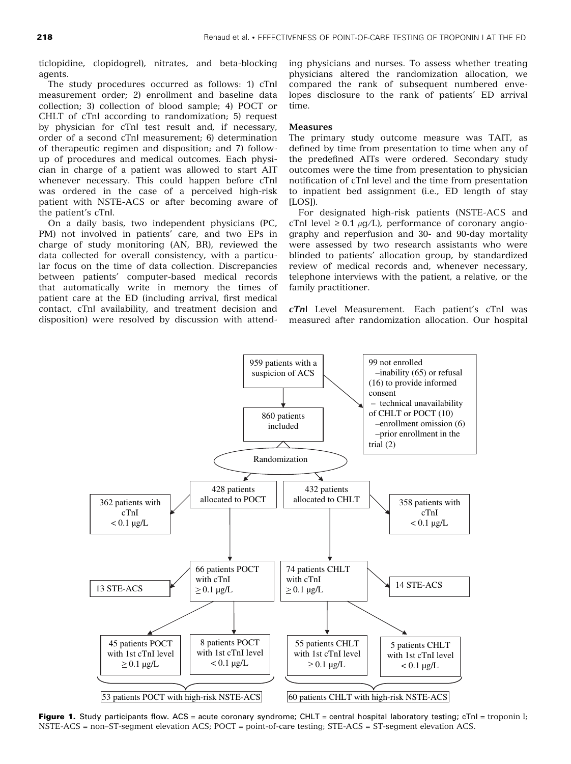ticlopidine, clopidogrel), nitrates, and beta-blocking agents.

The study procedures occurred as follows: 1) cTnI measurement order; 2) enrollment and baseline data collection; 3) collection of blood sample; 4) POCT or CHLT of cTnI according to randomization; 5) request by physician for cTnI test result and, if necessary, order of a second cTnI measurement; 6) determination of therapeutic regimen and disposition; and 7) follow-up of procedures and medical outcomes. Each physician in charge of a patient was allowed to start AIT whenever necessary. This could happen before cTnI was ordered in the case of a perceived high-risk patient with NSTE-ACS or after becoming aware of the patient's cTnI.

On a daily basis, two independent physicians (PC, PM) not involved in patients' care, and two EPs in charge of study monitoring (AN, BR), reviewed the data collected for overall consistency, with a particular focus on the time of data collection. Discrepancies between patients' computer-based medical records that automatically write in memory the times of patient care at the ED (including arrival, first medical contact, cTnI availability, and treatment decision and disposition) were resolved by discussion with attending physicians and nurses. To assess whether treating physicians altered the randomization allocation, we compared the rank of subsequent numbered envelopes disclosure to the rank of patients' ED arrival time.

### Measures

The primary study outcome measure was TAIT, as defined by time from presentation to time when any of the predefined AITs were ordered. Secondary study outcomes were the time from presentation to physician notification of cTnI level and the time from presentation to inpatient bed assignment (i.e., ED length of stay [LOS]).

For designated high-risk patients (NSTE-ACS and cTnI level $\geq 0.1$ $\mu$g/L), performance of coronary angiography and reperfusion and 30- and 90-day mortality were assessed by two research assistants who were blinded to patients' allocation group, by standardized review of medical records and, whenever necessary, telephone interviews with the patient, a relative, or the family practitioner.

***cTnI* Level Measurement.** Each patient's cTnI was measured after randomization allocation. Our hospital

**Figure 1.** Study participants flow. ACS = acute coronary syndrome; CHLT = central hospital laboratory testing; cTnI = troponin I; NSTE-ACS = non–ST-segment elevation ACS; POCT = point-of-care testing; STE-ACS = ST-segment elevation ACS.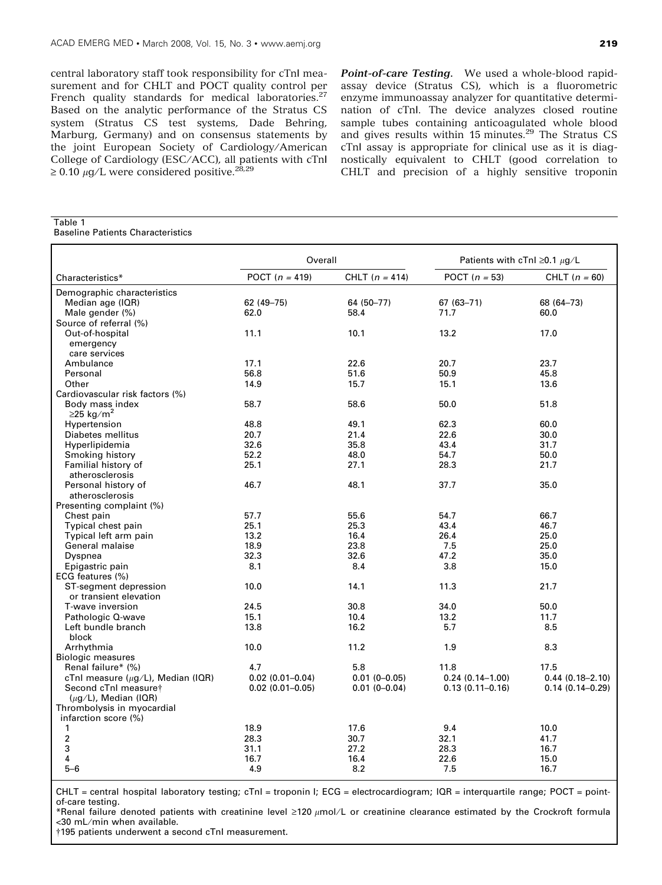central laboratory staff took responsibility for cTnI measurement and for CHLT and POCT quality control per French quality standards for medical laboratories.[27] Based on the analytic performance of the Stratus CS system (Stratus CS test systems, Dade Behring, Marburg, Germany) and on consensus statements by the joint European Society of Cardiology/American College of Cardiology (ESC/ACC), all patients with cTnI ≥ 0.10 μg/L were considered positive.[28,29]

***Point-of-care Testing.*** We used a whole-blood rapid-assay device (Stratus CS), which is a fluorometric enzyme immunoassay analyzer for quantitative determination of cTnI. The device analyzes closed routine sample tubes containing anticoagulated whole blood and gives results within 15 minutes.[29] The Stratus CS cTnI assay is appropriate for clinical use as it is diagnostically equivalent to CHLT (good correlation to CHLT and precision of a highly sensitive troponin

Table 1
Baseline Patients Characteristics

| | Overall | | Patients with cTnI ≥0.1 μg/L | |
|---|---|---|---|---|
| Characteristics* | POCT ($n$ = 419) | CHLT ($n$ = 414) | POCT ($n$ = 53) | CHLT ($n$ = 60) |
| Demographic characteristics | | | | |
| Median age (IQR) | 62 (49–75) | 64 (50–77) | 67 (63–71) | 68 (64–73) |
| Male gender (%) | 62.0 | 58.4 | 71.7 | 60.0 |
| Source of referral (%) | | | | |
| Out-of-hospital emergency care services | 11.1 | 10.1 | 13.2 | 17.0 |
| Ambulance | 17.1 | 22.6 | 20.7 | 23.7 |
| Personal | 56.8 | 51.6 | 50.9 | 45.8 |
| Other | 14.9 | 15.7 | 15.1 | 13.6 |
| Cardiovascular risk factors (%) | | | | |
| Body mass index ≥25 kg/m$^2$ | 58.7 | 58.6 | 50.0 | 51.8 |
| Hypertension | 48.8 | 49.1 | 62.3 | 60.0 |
| Diabetes mellitus | 20.7 | 21.4 | 22.6 | 30.0 |
| Hyperlipidemia | 32.6 | 35.8 | 43.4 | 31.7 |
| Smoking history | 52.2 | 48.0 | 54.7 | 50.0 |
| Familial history of atherosclerosis | 25.1 | 27.1 | 28.3 | 21.7 |
| Personal history of atherosclerosis | 46.7 | 48.1 | 37.7 | 35.0 |
| Presenting complaint (%) | | | | |
| Chest pain | 57.7 | 55.6 | 54.7 | 66.7 |
| Typical chest pain | 25.1 | 25.3 | 43.4 | 46.7 |
| Typical left arm pain | 13.2 | 16.4 | 26.4 | 25.0 |
| General malaise | 18.9 | 23.8 | 7.5 | 25.0 |
| Dyspnea | 32.3 | 32.6 | 47.2 | 35.0 |
| Epigastric pain | 8.1 | 8.4 | 3.8 | 15.0 |
| ECG features (%) | | | | |
| ST-segment depression or transient elevation | 10.0 | 14.1 | 11.3 | 21.7 |
| T-wave inversion | 24.5 | 30.8 | 34.0 | 50.0 |
| Pathologic Q-wave | 15.1 | 10.4 | 13.2 | 11.7 |
| Left bundle branch block | 13.8 | 16.2 | 5.7 | 8.5 |
| Arrhythmia | 10.0 | 11.2 | 1.9 | 8.3 |
| Biologic measures | | | | |
| Renal failure* (%) | 4.7 | 5.8 | 11.8 | 17.5 |
| cTnI measure (μg/L), Median (IQR) | 0.02 (0.01–0.04) | 0.01 (0–0.05) | 0.24 (0.14–1.00) | 0.44 (0.18–2.10) |
| Second cTnI measure† (μg/L), Median (IQR) | 0.02 (0.01–0.05) | 0.01 (0–0.04) | 0.13 (0.11–0.16) | 0.14 (0.14–0.29) |
| Thrombolysis in myocardial infarction score (%) | | | | |
| 1 | 18.9 | 17.6 | 9.4 | 10.0 |
| 2 | 28.3 | 30.7 | 32.1 | 41.7 |
| 3 | 31.1 | 27.2 | 28.3 | 16.7 |
| 4 | 16.7 | 16.4 | 22.6 | 15.0 |
| 5–6 | 4.9 | 8.2 | 7.5 | 16.7 |

CHLT = central hospital laboratory testing; cTnI = troponin I; ECG = electrocardiogram; IQR = interquartile range; POCT = point-of-care testing.
*Renal failure denoted patients with creatinine level ≥120 μmol/L or creatinine clearance estimated by the Crockroft formula <30 mL/min when available.
†195 patients underwent a second cTnI measurement.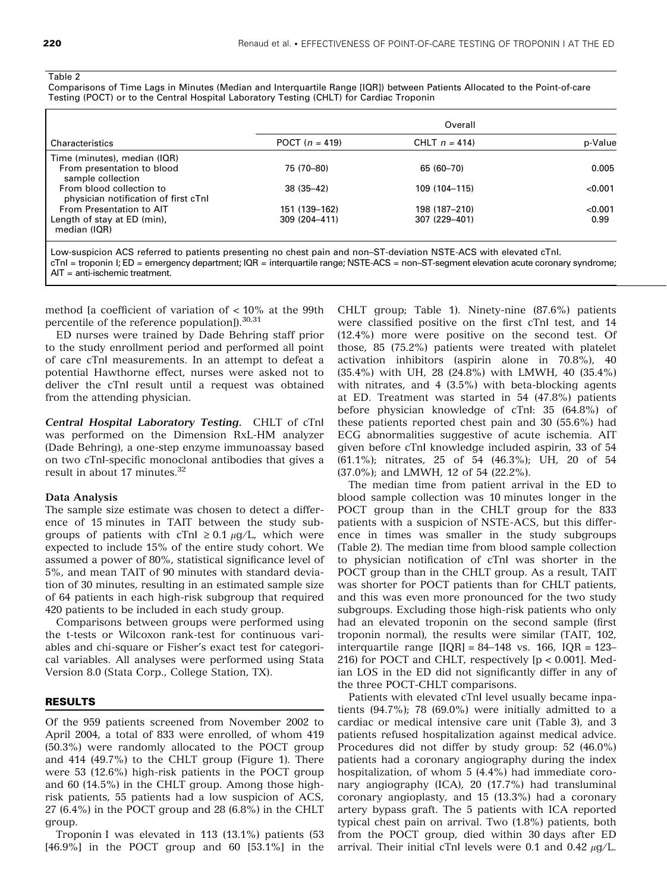Table 2

Comparisons of Time Lags in Minutes (Median and Interquartile Range [IQR]) between Patients Allocated to the Point-of-care Testing (POCT) or to the Central Hospital Laboratory Testing (CHLT) for Cardiac Troponin

| Characteristics | Overall | | |
|---|---|---|---|
| | POCT ($n$ = 419) | CHLT $n$ = 414) | p-Value |
| Time (minutes), median (IQR) | | | |
| From presentation to blood sample collection | 75 (70–80) | 65 (60–70) | 0.005 |
| From blood collection to physician notification of first cTnI | 38 (35–42) | 109 (104–115) | <0.001 |
| From Presentation to AIT | 151 (139–162) | 198 (187–210) | <0.001 |
| Length of stay at ED (min), median (IQR) | 309 (204–411) | 307 (229–401) | 0.99 |

Low-suspicion ACS referred to patients presenting no chest pain and non–ST-deviation NSTE-ACS with elevated cTnI.
cTnI = troponin I; ED = emergency department; IQR = interquartile range; NSTE-ACS = non–ST-segment elevation acute coronary syndrome; AIT = anti-ischemic treatment.

method [a coefficient of variation of < 10% at the 99th percentile of the reference population]).[30,31]

ED nurses were trained by Dade Behring staff prior to the study enrollment period and performed all point of care cTnI measurements. In an attempt to defeat a potential Hawthorne effect, nurses were asked not to deliver the cTnI result until a request was obtained from the attending physician.

***Central Hospital Laboratory Testing.*** CHLT of cTnI was performed on the Dimension RxL-HM analyzer (Dade Behring), a one-step enzyme immunoassay based on two cTnI-specific monoclonal antibodies that gives a result in about 17 minutes.[32]

### Data Analysis

The sample size estimate was chosen to detect a difference of 15 minutes in TAIT between the study subgroups of patients with cTnI ≥ 0.1 μg/L, which were expected to include 15% of the entire study cohort. We assumed a power of 80%, statistical significance level of 5%, and mean TAIT of 90 minutes with standard deviation of 30 minutes, resulting in an estimated sample size of 64 patients in each high-risk subgroup that required 420 patients to be included in each study group.

Comparisons between groups were performed using the t-tests or Wilcoxon rank-test for continuous variables and chi-square or Fisher's exact test for categorical variables. All analyses were performed using Stata Version 8.0 (Stata Corp., College Station, TX).

## RESULTS

Of the 959 patients screened from November 2002 to April 2004, a total of 833 were enrolled, of whom 419 (50.3%) were randomly allocated to the POCT group and 414 (49.7%) to the CHLT group (Figure 1). There were 53 (12.6%) high-risk patients in the POCT group and 60 (14.5%) in the CHLT group. Among those high-risk patients, 55 patients had a low suspicion of ACS, 27 (6.4%) in the POCT group and 28 (6.8%) in the CHLT group.

Troponin I was elevated in 113 (13.1%) patients (53 [46.9%] in the POCT group and 60 [53.1%] in the CHLT group; Table 1). Ninety-nine (87.6%) patients were classified positive on the first cTnI test, and 14 (12.4%) more were positive on the second test. Of those, 85 (75.2%) patients were treated with platelet activation inhibitors (aspirin alone in 70.8%), 40 (35.4%) with UH, 28 (24.8%) with LMWH, 40 (35.4%) with nitrates, and 4 (3.5%) with beta-blocking agents at ED. Treatment was started in 54 (47.8%) patients before physician knowledge of cTnI: 35 (64.8%) of these patients reported chest pain and 30 (55.6%) had ECG abnormalities suggestive of acute ischemia. AIT given before cTnI knowledge included aspirin, 33 of 54 (61.1%); nitrates, 25 of 54 (46.3%); UH, 20 of 54 (37.0%); and LMWH, 12 of 54 (22.2%).

The median time from patient arrival in the ED to blood sample collection was 10 minutes longer in the POCT group than in the CHLT group for the 833 patients with a suspicion of NSTE-ACS, but this difference in times was smaller in the study subgroups (Table 2). The median time from blood sample collection to physician notification of cTnI was shorter in the POCT group than in the CHLT group. As a result, TAIT was shorter for POCT patients than for CHLT patients, and this was even more pronounced for the two study subgroups. Excluding those high-risk patients who only had an elevated troponin on the second sample (first troponin normal), the results were similar (TAIT, 102, interquartile range [IQR] = 84–148 vs. 166, IQR = 123–216) for POCT and CHLT, respectively [p < 0.001]. Median LOS in the ED did not significantly differ in any of the three POCT-CHLT comparisons.

Patients with elevated cTnI level usually became inpatients (94.7%); 78 (69.0%) were initially admitted to a cardiac or medical intensive care unit (Table 3), and 3 patients refused hospitalization against medical advice. Procedures did not differ by study group: 52 (46.0%) patients had a coronary angiography during the index hospitalization, of whom 5 (4.4%) had immediate coronary angiography (ICA), 20 (17.7%) had transluminal coronary angioplasty, and 15 (13.3%) had a coronary artery bypass graft. The 5 patients with ICA reported typical chest pain on arrival. Two (1.8%) patients, both from the POCT group, died within 30 days after ED arrival. Their initial cTnI levels were 0.1 and 0.42 μg/L.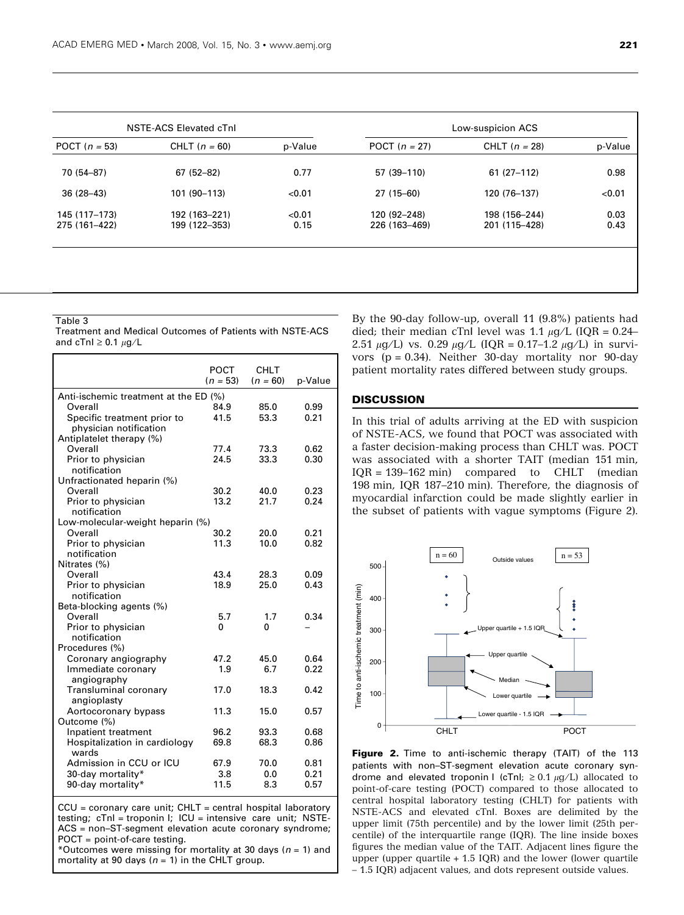| NSTE-ACS Elevated cTnI | | | Low-suspicion ACS | | |
|---|---|---|---|---|---|
| POCT ($n$ = 53) | CHLT ($n$ = 60) | p-Value | POCT ($n$ = 27) | CHLT ($n$ = 28) | p-Value |
| 70 (54–87) | 67 (52–82) | 0.77 | 57 (39–110) | 61 (27–112) | 0.98 |
| 36 (28–43) | 101 (90–113) | <0.01 | 27 (15–60) | 120 (76–137) | <0.01 |
| 145 (117–173) | 192 (163–221) | <0.01 | 120 (92–248) | 198 (156–244) | 0.03 |
| 275 (161–422) | 199 (122–353) | 0.15 | 226 (163–469) | 201 (115–428) | 0.43 |

Table 3
Treatment and Medical Outcomes of Patients with NSTE-ACS and cTnI ≥ 0.1 μg/L

| | POCT ($n$ = 53) | CHLT ($n$ = 60) | p-Value |
|---|---|---|---|
| Anti-ischemic treatment at the ED (%) | | | |
| Overall | 84.9 | 85.0 | 0.99 |
| Specific treatment prior to physician notification | 41.5 | 53.3 | 0.21 |
| Antiplatelet therapy (%) | | | |
| Overall | 77.4 | 73.3 | 0.62 |
| Prior to physician notification | 24.5 | 33.3 | 0.30 |
| Unfractionated heparin (%) | | | |
| Overall | 30.2 | 40.0 | 0.23 |
| Prior to physician notification | 13.2 | 21.7 | 0.24 |
| Low-molecular-weight heparin (%) | | | |
| Overall | 30.2 | 20.0 | 0.21 |
| Prior to physician notification | 11.3 | 10.0 | 0.82 |
| Nitrates (%) | | | |
| Overall | 43.4 | 28.3 | 0.09 |
| Prior to physician notification | 18.9 | 25.0 | 0.43 |
| Beta-blocking agents (%) | | | |
| Overall | 5.7 | 1.7 | 0.34 |
| Prior to physician notification | 0 | 0 | – |
| Procedures (%) | | | |
| Coronary angiography | 47.2 | 45.0 | 0.64 |
| Immediate coronary angiography | 1.9 | 6.7 | 0.22 |
| Transluminal coronary angioplasty | 17.0 | 18.3 | 0.42 |
| Aortocoronary bypass | 11.3 | 15.0 | 0.57 |
| Outcome (%) | | | |
| Inpatient treatment | 96.2 | 93.3 | 0.68 |
| Hospitalization in cardiology wards | 69.8 | 68.3 | 0.86 |
| Admission in CCU or ICU | 67.9 | 70.0 | 0.81 |
| 30-day mortality* | 3.8 | 0.0 | 0.21 |
| 90-day mortality* | 11.5 | 8.3 | 0.57 |

CCU = coronary care unit; CHLT = central hospital laboratory testing; cTnI = troponin I; ICU = intensive care unit; NSTE-ACS = non–ST-segment elevation acute coronary syndrome; POCT = point-of-care testing.
*Outcomes were missing for mortality at 30 days ($n$ = 1) and mortality at 90 days ($n$ = 1) in the CHLT group.

By the 90-day follow-up, overall 11 (9.8%) patients had died; their median cTnI level was 1.1 μg/L (IQR = 0.24–2.51 μg/L) vs. 0.29 μg/L (IQR = 0.17–1.2 μg/L) in survivors (p = 0.34). Neither 30-day mortality nor 90-day patient mortality rates differed between study groups.

## DISCUSSION

In this trial of adults arriving at the ED with suspicion of NSTE-ACS, we found that POCT was associated with a faster decision-making process than CHLT was. POCT was associated with a shorter TAIT (median 151 min, IQR = 139–162 min) compared to CHLT (median 198 min, IQR 187–210 min). Therefore, the diagnosis of myocardial infarction could be made slightly earlier in the subset of patients with vague symptoms (Figure 2).

**Figure 2.** Time to anti-ischemic therapy (TAIT) of the 113 patients with non–ST-segment elevation acute coronary syndrome and elevated troponin I (cTnI; ≥ 0.1 μg/L) allocated to point-of-care testing (POCT) compared to those allocated to central hospital laboratory testing (CHLT) for patients with NSTE-ACS and elevated cTnI. Boxes are delimited by the upper limit (75th percentile) and by the lower limit (25th percentile) of the interquartile range (IQR). The line inside boxes figures the median value of the TAIT. Adjacent lines figure the upper (upper quartile + 1.5 IQR) and the lower (lower quartile – 1.5 IQR) adjacent values, and dots represent outside values.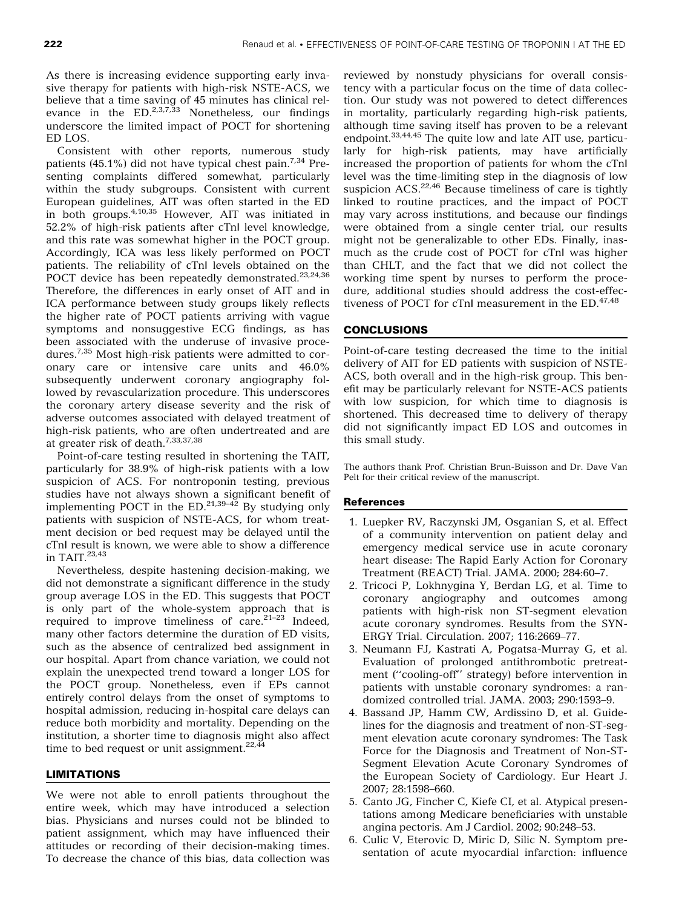As there is increasing evidence supporting early invasive therapy for patients with high-risk NSTE-ACS, we believe that a time saving of 45 minutes has clinical relevance in the ED.[2,3,7,33] Nonetheless, our findings underscore the limited impact of POCT for shortening ED LOS.

Consistent with other reports, numerous study patients (45.1%) did not have typical chest pain.[7,34] Presenting complaints differed somewhat, particularly within the study subgroups. Consistent with current European guidelines, AIT was often started in the ED in both groups.[4,10,35] However, AIT was initiated in 52.2% of high-risk patients after cTnI level knowledge, and this rate was somewhat higher in the POCT group. Accordingly, ICA was less likely performed on POCT patients. The reliability of cTnI levels obtained on the POCT device has been repeatedly demonstrated.[23,24,36] Therefore, the differences in early onset of AIT and in ICA performance between study groups likely reflects the higher rate of POCT patients arriving with vague symptoms and nonsuggestive ECG findings, as has been associated with the underuse of invasive procedures.[7,35] Most high-risk patients were admitted to coronary care or intensive care units and 46.0% subsequently underwent coronary angiography followed by revascularization procedure. This underscores the coronary artery disease severity and the risk of adverse outcomes associated with delayed treatment of high-risk patients, who are often undertreated and are at greater risk of death.[7,33,37,38]

Point-of-care testing resulted in shortening the TAIT, particularly for 38.9% of high-risk patients with a low suspicion of ACS. For nontroponin testing, previous studies have not always shown a significant benefit of implementing POCT in the ED.[21,39–42] By studying only patients with suspicion of NSTE-ACS, for whom treatment decision or bed request may be delayed until the cTnI result is known, we were able to show a difference in TAIT.[23,43]

Nevertheless, despite hastening decision-making, we did not demonstrate a significant difference in the study group average LOS in the ED. This suggests that POCT is only part of the whole-system approach that is required to improve timeliness of care.[21–23] Indeed, many other factors determine the duration of ED visits, such as the absence of centralized bed assignment in our hospital. Apart from chance variation, we could not explain the unexpected trend toward a longer LOS for the POCT group. Nonetheless, even if EPs cannot entirely control delays from the onset of symptoms to hospital admission, reducing in-hospital care delays can reduce both morbidity and mortality. Depending on the institution, a shorter time to diagnosis might also affect time to bed request or unit assignment.[22,44]

## LIMITATIONS

We were not able to enroll patients throughout the entire week, which may have introduced a selection bias. Physicians and nurses could not be blinded to patient assignment, which may have influenced their attitudes or recording of their decision-making times. To decrease the chance of this bias, data collection was reviewed by nonstudy physicians for overall consistency with a particular focus on the time of data collection. Our study was not powered to detect differences in mortality, particularly regarding high-risk patients, although time saving itself has proven to be a relevant endpoint.[33,44,45] The quite low and late AIT use, particularly for high-risk patients, may have artificially increased the proportion of patients for whom the cTnI level was the time-limiting step in the diagnosis of low suspicion ACS.[22,46] Because timeliness of care is tightly linked to routine practices, and the impact of POCT may vary across institutions, and because our findings were obtained from a single center trial, our results might not be generalizable to other EDs. Finally, inasmuch as the crude cost of POCT for cTnI was higher than CHLT, and the fact that we did not collect the working time spent by nurses to perform the procedure, additional studies should address the cost-effectiveness of POCT for cTnI measurement in the ED.[47,48]

## CONCLUSIONS

Point-of-care testing decreased the time to the initial delivery of AIT for ED patients with suspicion of NSTE-ACS, both overall and in the high-risk group. This benefit may be particularly relevant for NSTE-ACS patients with low suspicion, for which time to diagnosis is shortened. This decreased time to delivery of therapy did not significantly impact ED LOS and outcomes in this small study.

The authors thank Prof. Christian Brun-Buisson and Dr. Dave Van Pelt for their critical review of the manuscript.

## References

1. Luepker RV, Raczynski JM, Osganian S, et al. Effect of a community intervention on patient delay and emergency medical service use in acute coronary heart disease: The Rapid Early Action for Coronary Treatment (REACT) Trial. JAMA. 2000; 284:60–7.
2. Tricoci P, Lokhnygina Y, Berdan LG, et al. Time to coronary angiography and outcomes among patients with high-risk non ST-segment elevation acute coronary syndromes. Results from the SYNERGY Trial. Circulation. 2007; 116:2669–77.
3. Neumann FJ, Kastrati A, Pogatsa-Murray G, et al. Evaluation of prolonged antithrombotic pretreatment (''cooling-off'' strategy) before intervention in patients with unstable coronary syndromes: a randomized controlled trial. JAMA. 2003; 290:1593–9.
4. Bassand JP, Hamm CW, Ardissino D, et al. Guidelines for the diagnosis and treatment of non-ST-segment elevation acute coronary syndromes: The Task Force for the Diagnosis and Treatment of Non-ST-Segment Elevation Acute Coronary Syndromes of the European Society of Cardiology. Eur Heart J. 2007; 28:1598–660.
5. Canto JG, Fincher C, Kiefe CI, et al. Atypical presentations among Medicare beneficiaries with unstable angina pectoris. Am J Cardiol. 2002; 90:248–53.
6. Culic V, Eterovic D, Miric D, Silic N. Symptom presentation of acute myocardial infarction: influence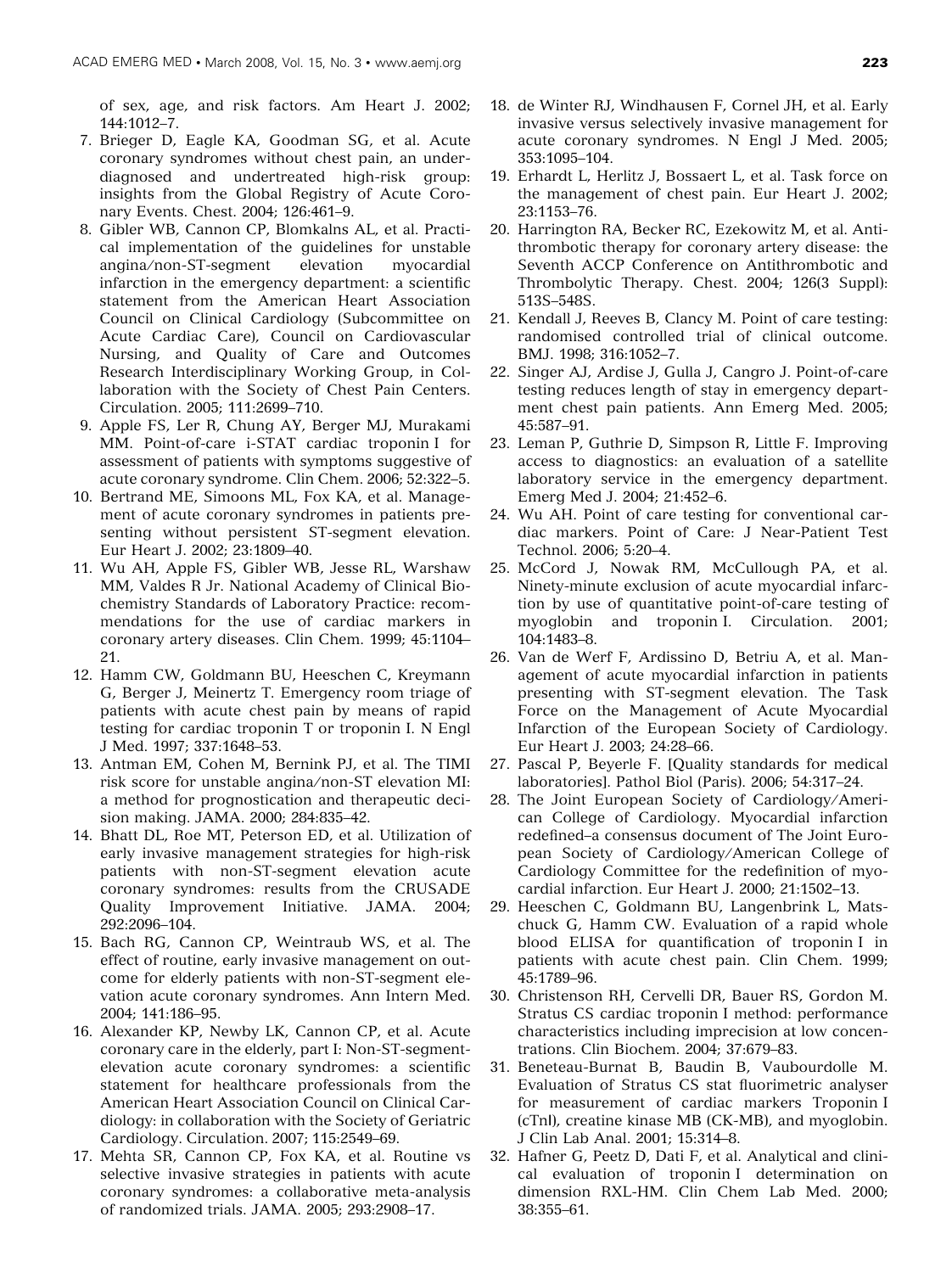of sex, age, and risk factors. Am Heart J. 2002; 144:1012–7.

7. Brieger D, Eagle KA, Goodman SG, et al. Acute coronary syndromes without chest pain, an underdiagnosed and undertreated high-risk group: insights from the Global Registry of Acute Coronary Events. Chest. 2004; 126:461–9.
8. Gibler WB, Cannon CP, Blomkalns AL, et al. Practical implementation of the guidelines for unstable angina/non-ST-segment elevation myocardial infarction in the emergency department: a scientific statement from the American Heart Association Council on Clinical Cardiology (Subcommittee on Acute Cardiac Care), Council on Cardiovascular Nursing, and Quality of Care and Outcomes Research Interdisciplinary Working Group, in Collaboration with the Society of Chest Pain Centers. Circulation. 2005; 111:2699–710.
9. Apple FS, Ler R, Chung AY, Berger MJ, Murakami MM. Point-of-care i-STAT cardiac troponin I for assessment of patients with symptoms suggestive of acute coronary syndrome. Clin Chem. 2006; 52:322–5.
10. Bertrand ME, Simoons ML, Fox KA, et al. Management of acute coronary syndromes in patients presenting without persistent ST-segment elevation. Eur Heart J. 2002; 23:1809–40.
11. Wu AH, Apple FS, Gibler WB, Jesse RL, Warshaw MM, Valdes R Jr. National Academy of Clinical Biochemistry Standards of Laboratory Practice: recommendations for the use of cardiac markers in coronary artery diseases. Clin Chem. 1999; 45:1104–21.
12. Hamm CW, Goldmann BU, Heeschen C, Kreymann G, Berger J, Meinertz T. Emergency room triage of patients with acute chest pain by means of rapid testing for cardiac troponin T or troponin I. N Engl J Med. 1997; 337:1648–53.
13. Antman EM, Cohen M, Bernink PJ, et al. The TIMI risk score for unstable angina/non-ST elevation MI: a method for prognostication and therapeutic decision making. JAMA. 2000; 284:835–42.
14. Bhatt DL, Roe MT, Peterson ED, et al. Utilization of early invasive management strategies for high-risk patients with non-ST-segment elevation acute coronary syndromes: results from the CRUSADE Quality Improvement Initiative. JAMA. 2004; 292:2096–104.
15. Bach RG, Cannon CP, Weintraub WS, et al. The effect of routine, early invasive management on outcome for elderly patients with non-ST-segment elevation acute coronary syndromes. Ann Intern Med. 2004; 141:186–95.
16. Alexander KP, Newby LK, Cannon CP, et al. Acute coronary care in the elderly, part I: Non-ST-segment-elevation acute coronary syndromes: a scientific statement for healthcare professionals from the American Heart Association Council on Clinical Cardiology: in collaboration with the Society of Geriatric Cardiology. Circulation. 2007; 115:2549–69.
17. Mehta SR, Cannon CP, Fox KA, et al. Routine vs selective invasive strategies in patients with acute coronary syndromes: a collaborative meta-analysis of randomized trials. JAMA. 2005; 293:2908–17.
18. de Winter RJ, Windhausen F, Cornel JH, et al. Early invasive versus selectively invasive management for acute coronary syndromes. N Engl J Med. 2005; 353:1095–104.
19. Erhardt L, Herlitz J, Bossaert L, et al. Task force on the management of chest pain. Eur Heart J. 2002; 23:1153–76.
20. Harrington RA, Becker RC, Ezekowitz M, et al. Antithrombotic therapy for coronary artery disease: the Seventh ACCP Conference on Antithrombotic and Thrombolytic Therapy. Chest. 2004; 126(3 Suppl): 513S–548S.
21. Kendall J, Reeves B, Clancy M. Point of care testing: randomised controlled trial of clinical outcome. BMJ. 1998; 316:1052–7.
22. Singer AJ, Ardise J, Gulla J, Cangro J. Point-of-care testing reduces length of stay in emergency department chest pain patients. Ann Emerg Med. 2005; 45:587–91.
23. Leman P, Guthrie D, Simpson R, Little F. Improving access to diagnostics: an evaluation of a satellite laboratory service in the emergency department. Emerg Med J. 2004; 21:452–6.
24. Wu AH. Point of care testing for conventional cardiac markers. Point of Care: J Near-Patient Test Technol. 2006; 5:20–4.
25. McCord J, Nowak RM, McCullough PA, et al. Ninety-minute exclusion of acute myocardial infarction by use of quantitative point-of-care testing of myoglobin and troponin I. Circulation. 2001; 104:1483–8.
26. Van de Werf F, Ardissino D, Betriu A, et al. Management of acute myocardial infarction in patients presenting with ST-segment elevation. The Task Force on the Management of Acute Myocardial Infarction of the European Society of Cardiology. Eur Heart J. 2003; 24:28–66.
27. Pascal P, Beyerle F. [Quality standards for medical laboratories]. Pathol Biol (Paris). 2006; 54:317–24.
28. The Joint European Society of Cardiology/American College of Cardiology. Myocardial infarction redefined–a consensus document of The Joint European Society of Cardiology/American College of Cardiology Committee for the redefinition of myocardial infarction. Eur Heart J. 2000; 21:1502–13.
29. Heeschen C, Goldmann BU, Langenbrink L, Matschuck G, Hamm CW. Evaluation of a rapid whole blood ELISA for quantification of troponin I in patients with acute chest pain. Clin Chem. 1999; 45:1789–96.
30. Christenson RH, Cervelli DR, Bauer RS, Gordon M. Stratus CS cardiac troponin I method: performance characteristics including imprecision at low concentrations. Clin Biochem. 2004; 37:679–83.
31. Beneteau-Burnat B, Baudin B, Vaubourdolle M. Evaluation of Stratus CS stat fluorimetric analyser for measurement of cardiac markers Troponin I (cTnI), creatine kinase MB (CK-MB), and myoglobin. J Clin Lab Anal. 2001; 15:314–8.
32. Hafner G, Peetz D, Dati F, et al. Analytical and clinical evaluation of troponin I determination on dimension RXL-HM. Clin Chem Lab Med. 2000; 38:355–61.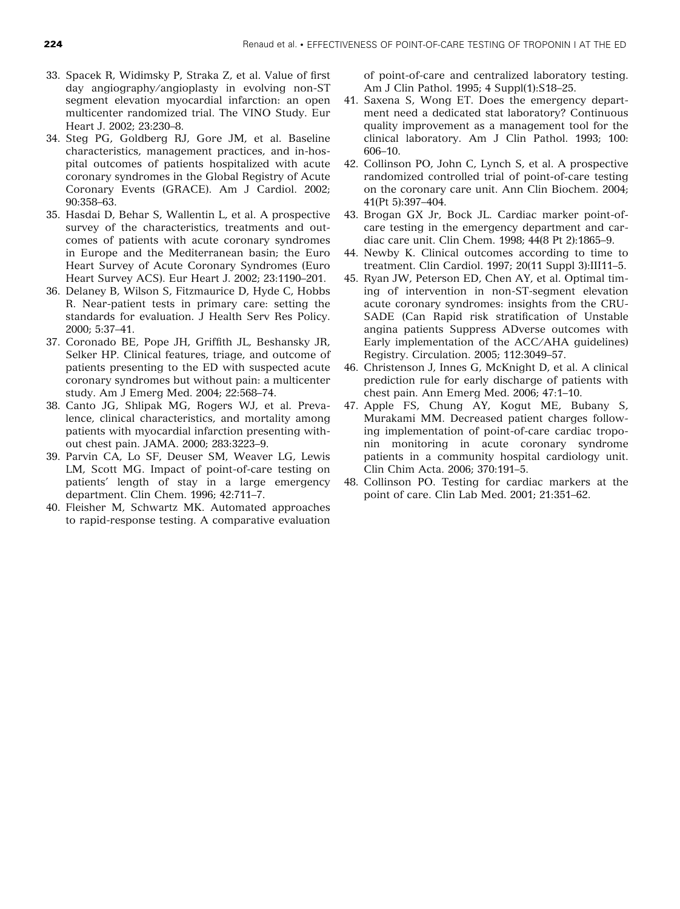33. Spacek R, Widimsky P, Straka Z, et al. Value of first day angiography/angioplasty in evolving non-ST segment elevation myocardial infarction: an open multicenter randomized trial. The VINO Study. Eur Heart J. 2002; 23:230–8.
34. Steg PG, Goldberg RJ, Gore JM, et al. Baseline characteristics, management practices, and in-hospital outcomes of patients hospitalized with acute coronary syndromes in the Global Registry of Acute Coronary Events (GRACE). Am J Cardiol. 2002; 90:358–63.
35. Hasdai D, Behar S, Wallentin L, et al. A prospective survey of the characteristics, treatments and outcomes of patients with acute coronary syndromes in Europe and the Mediterranean basin; the Euro Heart Survey of Acute Coronary Syndromes (Euro Heart Survey ACS). Eur Heart J. 2002; 23:1190–201.
36. Delaney B, Wilson S, Fitzmaurice D, Hyde C, Hobbs R. Near-patient tests in primary care: setting the standards for evaluation. J Health Serv Res Policy. 2000; 5:37–41.
37. Coronado BE, Pope JH, Griffith JL, Beshansky JR, Selker HP. Clinical features, triage, and outcome of patients presenting to the ED with suspected acute coronary syndromes but without pain: a multicenter study. Am J Emerg Med. 2004; 22:568–74.
38. Canto JG, Shlipak MG, Rogers WJ, et al. Prevalence, clinical characteristics, and mortality among patients with myocardial infarction presenting without chest pain. JAMA. 2000; 283:3223–9.
39. Parvin CA, Lo SF, Deuser SM, Weaver LG, Lewis LM, Scott MG. Impact of point-of-care testing on patients' length of stay in a large emergency department. Clin Chem. 1996; 42:711–7.
40. Fleisher M, Schwartz MK. Automated approaches to rapid-response testing. A comparative evaluation of point-of-care and centralized laboratory testing. Am J Clin Pathol. 1995; 4 Suppl(1):S18–25.
41. Saxena S, Wong ET. Does the emergency department need a dedicated stat laboratory? Continuous quality improvement as a management tool for the clinical laboratory. Am J Clin Pathol. 1993; 100: 606–10.
42. Collinson PO, John C, Lynch S, et al. A prospective randomized controlled trial of point-of-care testing on the coronary care unit. Ann Clin Biochem. 2004; 41(Pt 5):397–404.
43. Brogan GX Jr, Bock JL. Cardiac marker point-of-care testing in the emergency department and cardiac care unit. Clin Chem. 1998; 44(8 Pt 2):1865–9.
44. Newby K. Clinical outcomes according to time to treatment. Clin Cardiol. 1997; 20(11 Suppl 3):III11–5.
45. Ryan JW, Peterson ED, Chen AY, et al. Optimal timing of intervention in non-ST-segment elevation acute coronary syndromes: insights from the CRUSADE (Can Rapid risk stratification of Unstable angina patients Suppress ADverse outcomes with Early implementation of the ACC/AHA guidelines) Registry. Circulation. 2005; 112:3049–57.
46. Christenson J, Innes G, McKnight D, et al. A clinical prediction rule for early discharge of patients with chest pain. Ann Emerg Med. 2006; 47:1–10.
47. Apple FS, Chung AY, Kogut ME, Bubany S, Murakami MM. Decreased patient charges following implementation of point-of-care cardiac troponin monitoring in acute coronary syndrome patients in a community hospital cardiology unit. Clin Chim Acta. 2006; 370:191–5.
48. Collinson PO. Testing for cardiac markers at the point of care. Clin Lab Med. 2001; 21:351–62.